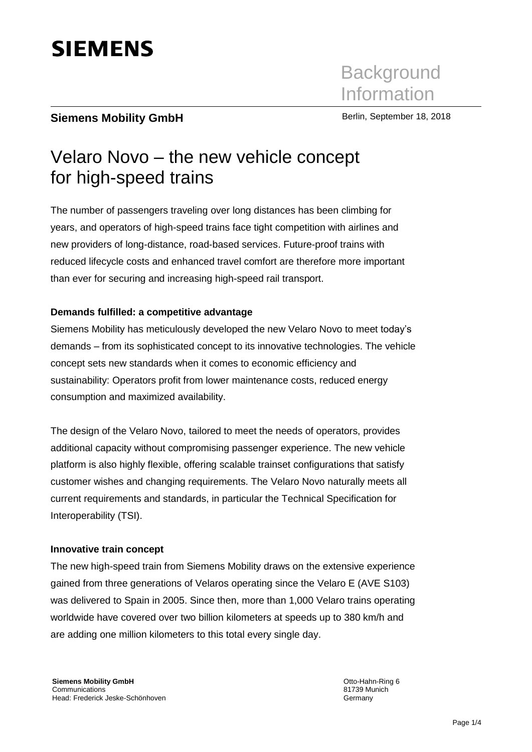SIEMENS

Background Information

**Siemens Mobility GmbH**

Berlin, September 18, 2018

# Velaro Novo – the new vehicle concept for high-speed trains

The number of passengers traveling over long distances has been climbing for years, and operators of high-speed trains face tight competition with airlines and new providers of long-distance, road-based services. Future-proof trains with reduced lifecycle costs and enhanced travel comfort are therefore more important than ever for securing and increasing high-speed rail transport.

**Demands fulfilled: a competitive advantage**

Siemens Mobility has meticulously developed the new Velaro Novo to meet today's demands – from its sophisticated concept to its innovative technologies. The vehicle concept sets new standards when it comes to economic efficiency and sustainability: Operators profit from lower maintenance costs, reduced energy consumption and maximized availability.

The design of the Velaro Novo, tailored to meet the needs of operators, provides additional capacity without compromising passenger experience. The new vehicle platform is also highly flexible, offering scalable trainset configurations that satisfy customer wishes and changing requirements. The Velaro Novo naturally meets all current requirements and standards, in particular the Technical Specification for Interoperability (TSI).

**Innovative train concept**

The new high-speed train from Siemens Mobility draws on the extensive experience gained from three generations of Velaros operating since the Velaro E (AVE S103) was delivered to Spain in 2005. Since then, more than 1,000 Velaro trains operating worldwide have covered over two billion kilometers at speeds up to 380 km/h and are adding one million kilometers to this total every single day.

**Siemens Mobility GmbH**
Communications
Head: Frederick Jeske-Schönhoven

Otto-Hahn-Ring 6
81739 Munich
Germany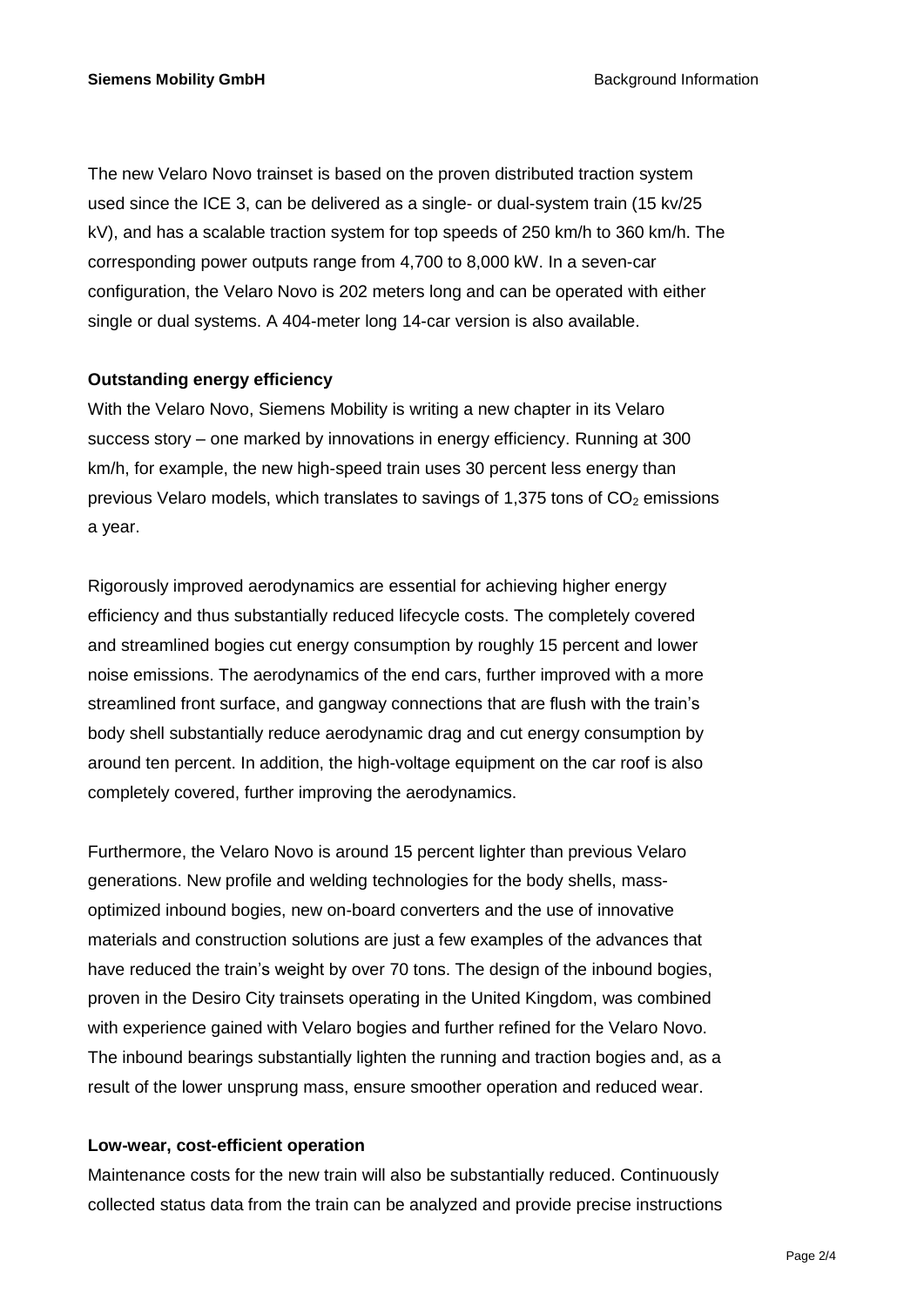The new Velaro Novo trainset is based on the proven distributed traction system used since the ICE 3, can be delivered as a single- or dual-system train (15 kv/25 kV), and has a scalable traction system for top speeds of 250 km/h to 360 km/h. The corresponding power outputs range from 4,700 to 8,000 kW. In a seven-car configuration, the Velaro Novo is 202 meters long and can be operated with either single or dual systems. A 404-meter long 14-car version is also available.

**Outstanding energy efficiency**

With the Velaro Novo, Siemens Mobility is writing a new chapter in its Velaro success story – one marked by innovations in energy efficiency. Running at 300 km/h, for example, the new high-speed train uses 30 percent less energy than previous Velaro models, which translates to savings of 1,375 tons of $CO_2$ emissions a year.

Rigorously improved aerodynamics are essential for achieving higher energy efficiency and thus substantially reduced lifecycle costs. The completely covered and streamlined bogies cut energy consumption by roughly 15 percent and lower noise emissions. The aerodynamics of the end cars, further improved with a more streamlined front surface, and gangway connections that are flush with the train's body shell substantially reduce aerodynamic drag and cut energy consumption by around ten percent. In addition, the high-voltage equipment on the car roof is also completely covered, further improving the aerodynamics.

Furthermore, the Velaro Novo is around 15 percent lighter than previous Velaro generations. New profile and welding technologies for the body shells, mass-optimized inbound bogies, new on-board converters and the use of innovative materials and construction solutions are just a few examples of the advances that have reduced the train's weight by over 70 tons. The design of the inbound bogies, proven in the Desiro City trainsets operating in the United Kingdom, was combined with experience gained with Velaro bogies and further refined for the Velaro Novo. The inbound bearings substantially lighten the running and traction bogies and, as a result of the lower unsprung mass, ensure smoother operation and reduced wear.

**Low-wear, cost-efficient operation**

Maintenance costs for the new train will also be substantially reduced. Continuously collected status data from the train can be analyzed and provide precise instructions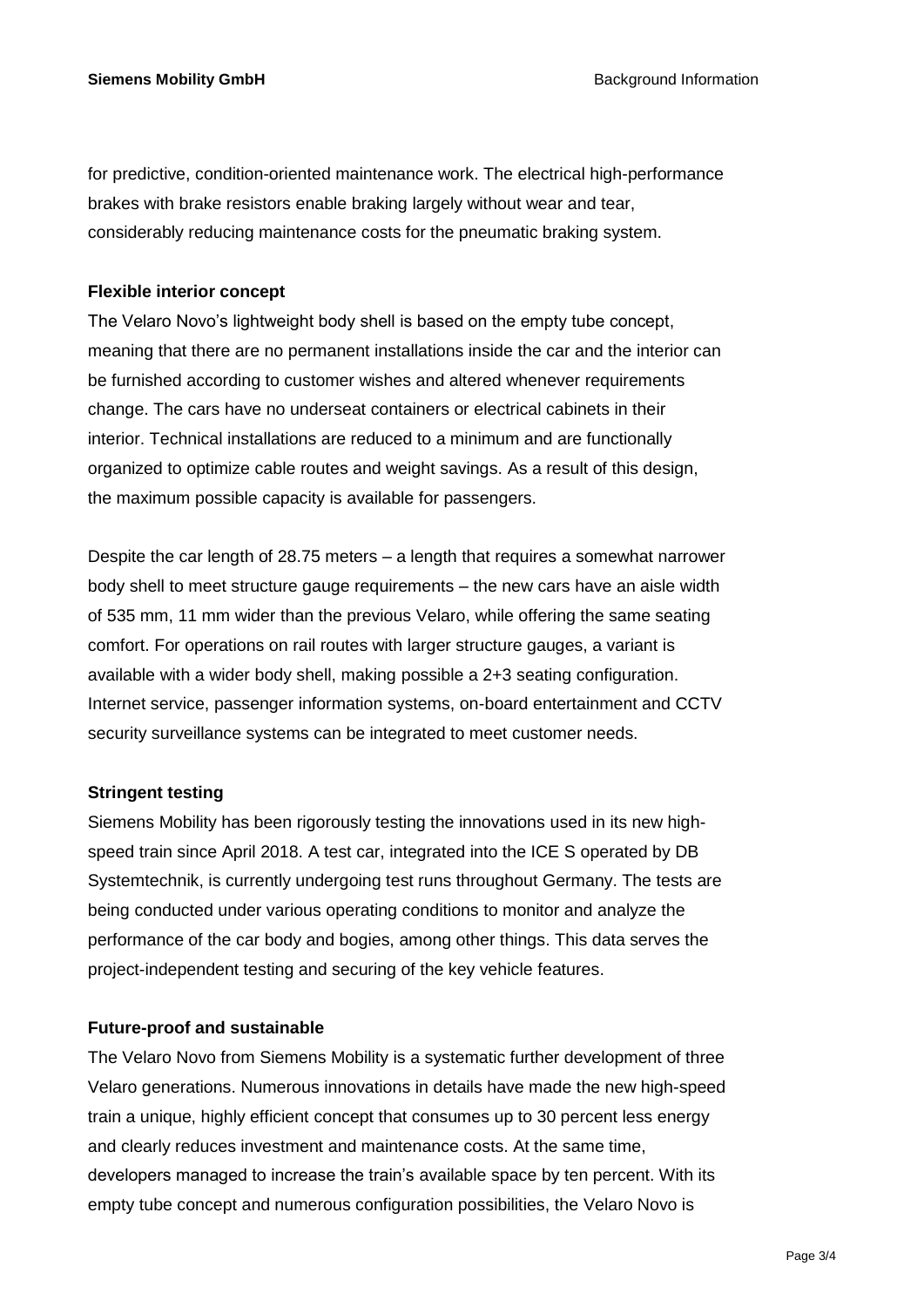for predictive, condition-oriented maintenance work. The electrical high-performance brakes with brake resistors enable braking largely without wear and tear, considerably reducing maintenance costs for the pneumatic braking system.

**Flexible interior concept**

The Velaro Novo's lightweight body shell is based on the empty tube concept, meaning that there are no permanent installations inside the car and the interior can be furnished according to customer wishes and altered whenever requirements change. The cars have no underseat containers or electrical cabinets in their interior. Technical installations are reduced to a minimum and are functionally organized to optimize cable routes and weight savings. As a result of this design, the maximum possible capacity is available for passengers.

Despite the car length of 28.75 meters – a length that requires a somewhat narrower body shell to meet structure gauge requirements – the new cars have an aisle width of 535 mm, 11 mm wider than the previous Velaro, while offering the same seating comfort. For operations on rail routes with larger structure gauges, a variant is available with a wider body shell, making possible a 2+3 seating configuration. Internet service, passenger information systems, on-board entertainment and CCTV security surveillance systems can be integrated to meet customer needs.

**Stringent testing**

Siemens Mobility has been rigorously testing the innovations used in its new high-speed train since April 2018. A test car, integrated into the ICE S operated by DB Systemtechnik, is currently undergoing test runs throughout Germany. The tests are being conducted under various operating conditions to monitor and analyze the performance of the car body and bogies, among other things. This data serves the project-independent testing and securing of the key vehicle features.

**Future-proof and sustainable**

The Velaro Novo from Siemens Mobility is a systematic further development of three Velaro generations. Numerous innovations in details have made the new high-speed train a unique, highly efficient concept that consumes up to 30 percent less energy and clearly reduces investment and maintenance costs. At the same time, developers managed to increase the train's available space by ten percent. With its empty tube concept and numerous configuration possibilities, the Velaro Novo is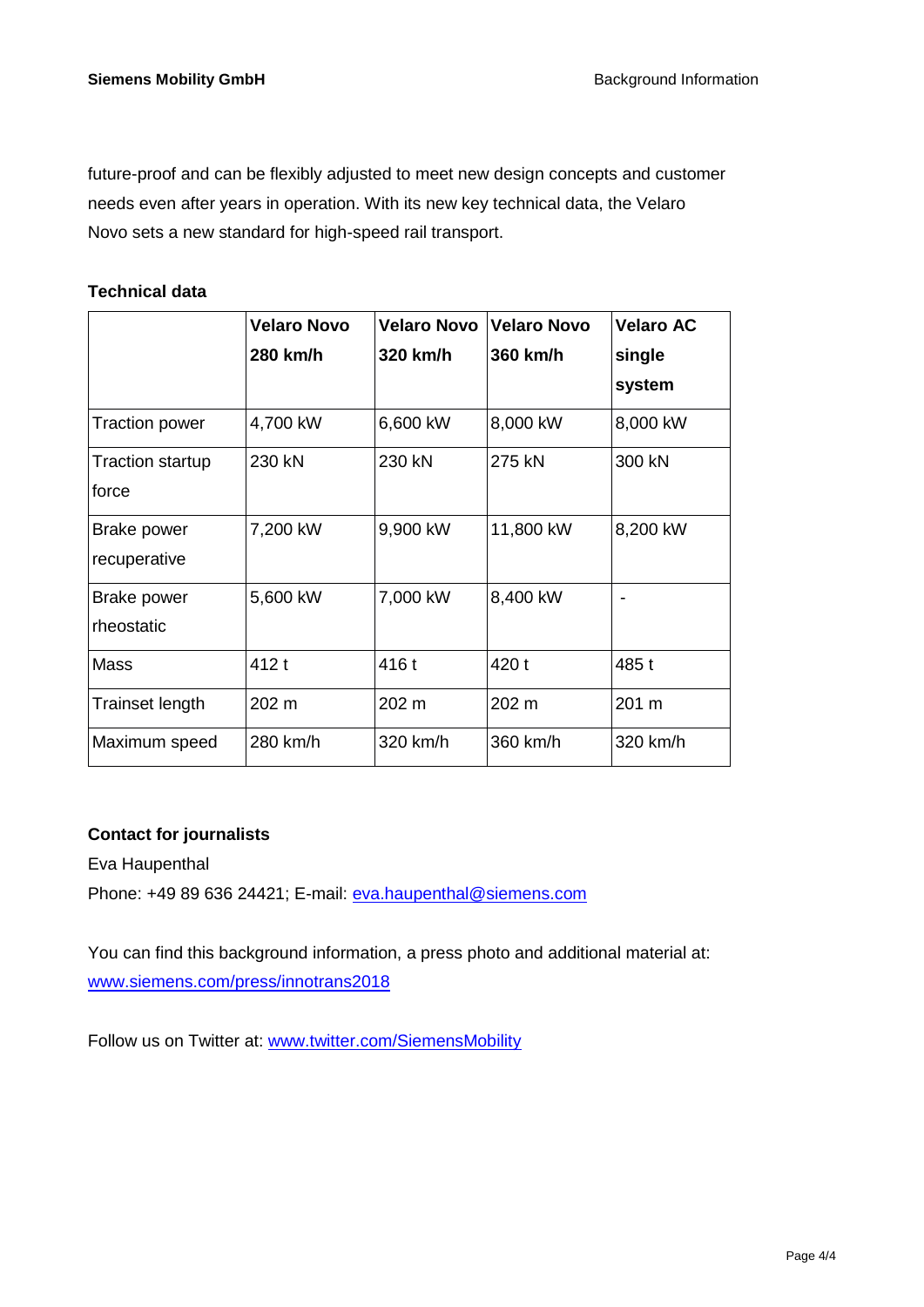future-proof and can be flexibly adjusted to meet new design concepts and customer needs even after years in operation. With its new key technical data, the Velaro Novo sets a new standard for high-speed rail transport.

**Technical data**

| | **Velaro Novo 280 km/h** | **Velaro Novo 320 km/h** | **Velaro Novo 360 km/h** | **Velaro AC single system** |
|---|---|---|---|---|
| Traction power | 4,700 kW | 6,600 kW | 8,000 kW | 8,000 kW |
| Traction startup force | 230 kN | 230 kN | 275 kN | 300 kN |
| Brake power recuperative | 7,200 kW | 9,900 kW | 11,800 kW | 8,200 kW |
| Brake power rheostatic | 5,600 kW | 7,000 kW | 8,400 kW | - |
| Mass | 412 t | 416 t | 420 t | 485 t |
| Trainset length | 202 m | 202 m | 202 m | 201 m |
| Maximum speed | 280 km/h | 320 km/h | 360 km/h | 320 km/h |

**Contact for journalists**

Eva Haupenthal

Phone: +49 89 636 24421; E-mail: eva.haupenthal@siemens.com

You can find this background information, a press photo and additional material at: www.siemens.com/press/innotrans2018

Follow us on Twitter at: www.twitter.com/SiemensMobility